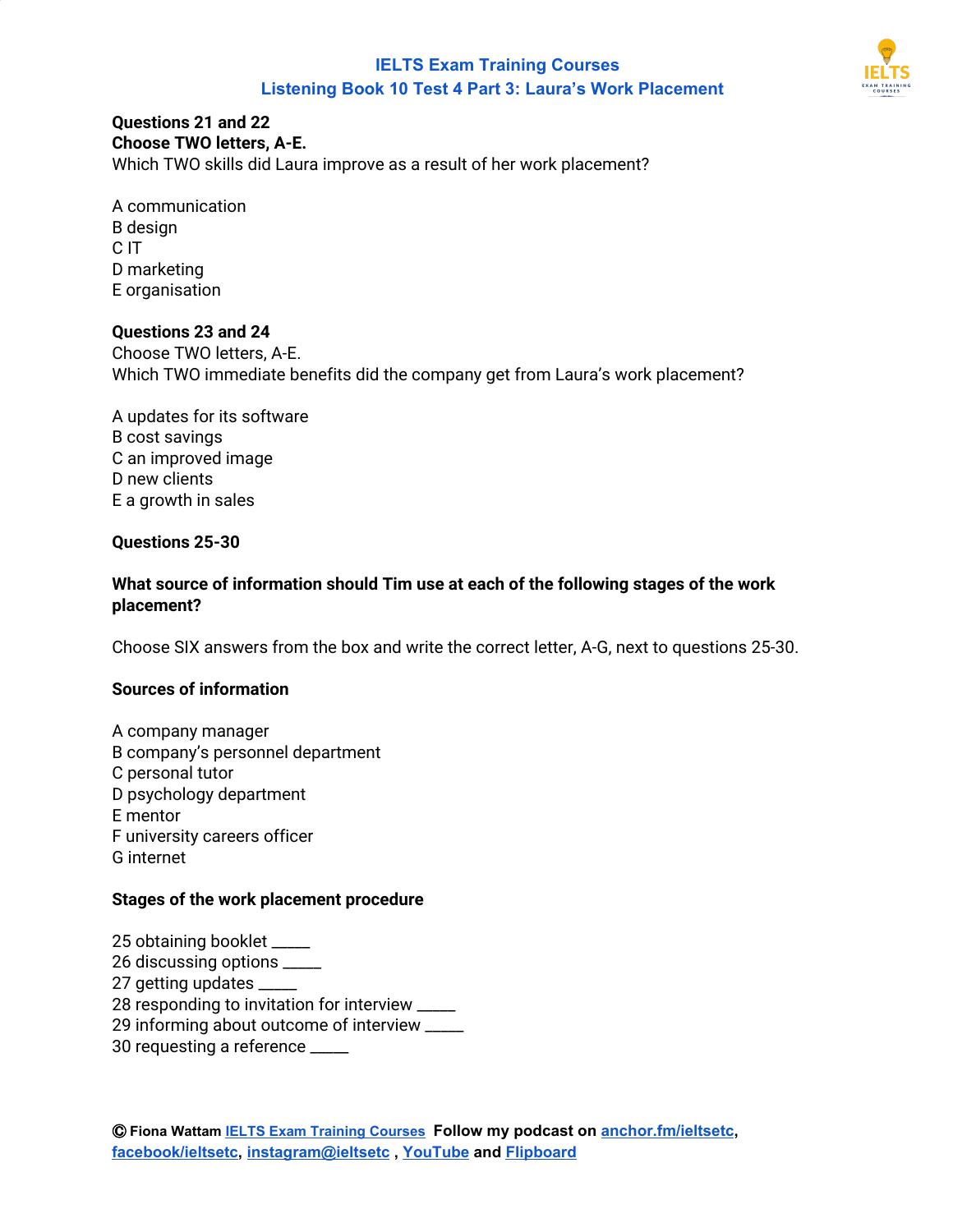## IELTS Exam Training Courses
## Listening Book 10 Test 4 Part 3: Laura's Work Placement

**Questions 21 and 22**
**Choose TWO letters, A-E.**
Which TWO skills did Laura improve as a result of her work placement?

A communication
B design
C IT
D marketing
E organisation

**Questions 23 and 24**
Choose TWO letters, A-E.
Which TWO immediate benefits did the company get from Laura's work placement?

A updates for its software
B cost savings
C an improved image
D new clients
E a growth in sales

**Questions 25-30**

**What source of information should Tim use at each of the following stages of the work placement?**

Choose SIX answers from the box and write the correct letter, A-G, next to questions 25-30.

**Sources of information**

A company manager
B company's personnel department
C personal tutor
D psychology department
E mentor
F university careers officer
G internet

**Stages of the work placement procedure**

25 obtaining booklet _____
26 discussing options _____
27 getting updates _____
28 responding to invitation for interview _____
29 informing about outcome of interview _____
30 requesting a reference _____

© **Fiona Wattam** **IELTS Exam Training Courses** **Follow my podcast on anchor.fm/ieltsetc, facebook/ieltsetc, instagram@ieltsetc , YouTube and Flipboard**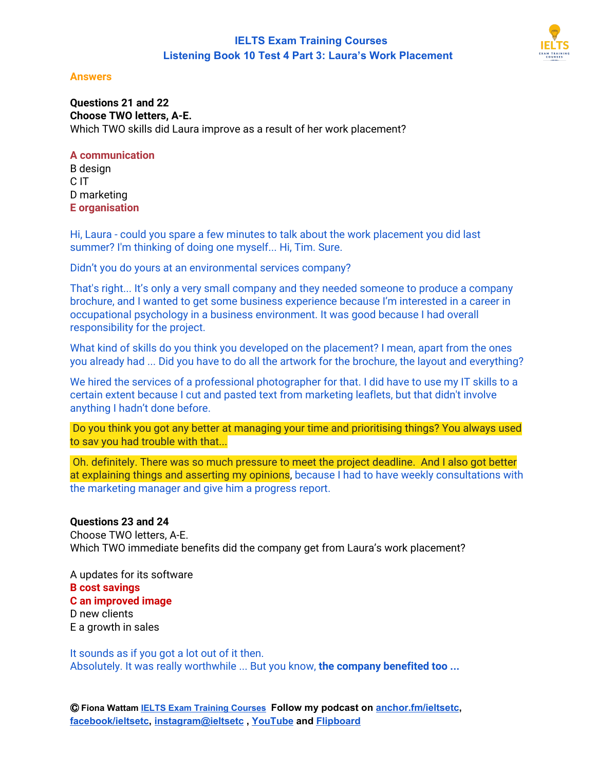## IELTS Exam Training Courses
## Listening Book 10 Test 4 Part 3: Laura's Work Placement

**Answers**

**Questions 21 and 22**
**Choose TWO letters, A-E.**
Which TWO skills did Laura improve as a result of her work placement?

**A communication**
B design
C IT
D marketing
**E organisation**

Hi, Laura - could you spare a few minutes to talk about the work placement you did last summer? I'm thinking of doing one myself... Hi, Tim. Sure.

Didn't you do yours at an environmental services company?

That's right... It's only a very small company and they needed someone to produce a company brochure, and I wanted to get some business experience because I'm interested in a career in occupational psychology in a business environment. It was good because I had overall responsibility for the project.

What kind of skills do you think you developed on the placement? I mean, apart from the ones you already had ... Did you have to do all the artwork for the brochure, the layout and everything?

We hired the services of a professional photographer for that. I did have to use my IT skills to a certain extent because I cut and pasted text from marketing leaflets, but that didn't involve anything I hadn't done before.

Do you think you got any better at managing your time and prioritising things? You always used to sav you had trouble with that...

Oh. definitely. There was so much pressure to meet the project deadline. And I also got better at explaining things and asserting my opinions, because I had to have weekly consultations with the marketing manager and give him a progress report.

**Questions 23 and 24**
Choose TWO letters, A-E.
Which TWO immediate benefits did the company get from Laura's work placement?

A updates for its software
**B cost savings**
**C an improved image**
D new clients
E a growth in sales

It sounds as if you got a lot out of it then.
Absolutely. It was really worthwhile ... But you know, **the company benefited too ...**

© Fiona Wattam IELTS Exam Training Courses Follow my podcast on anchor.fm/ieltsetc, facebook/ieltsetc, instagram@ieltsetc , YouTube and Flipboard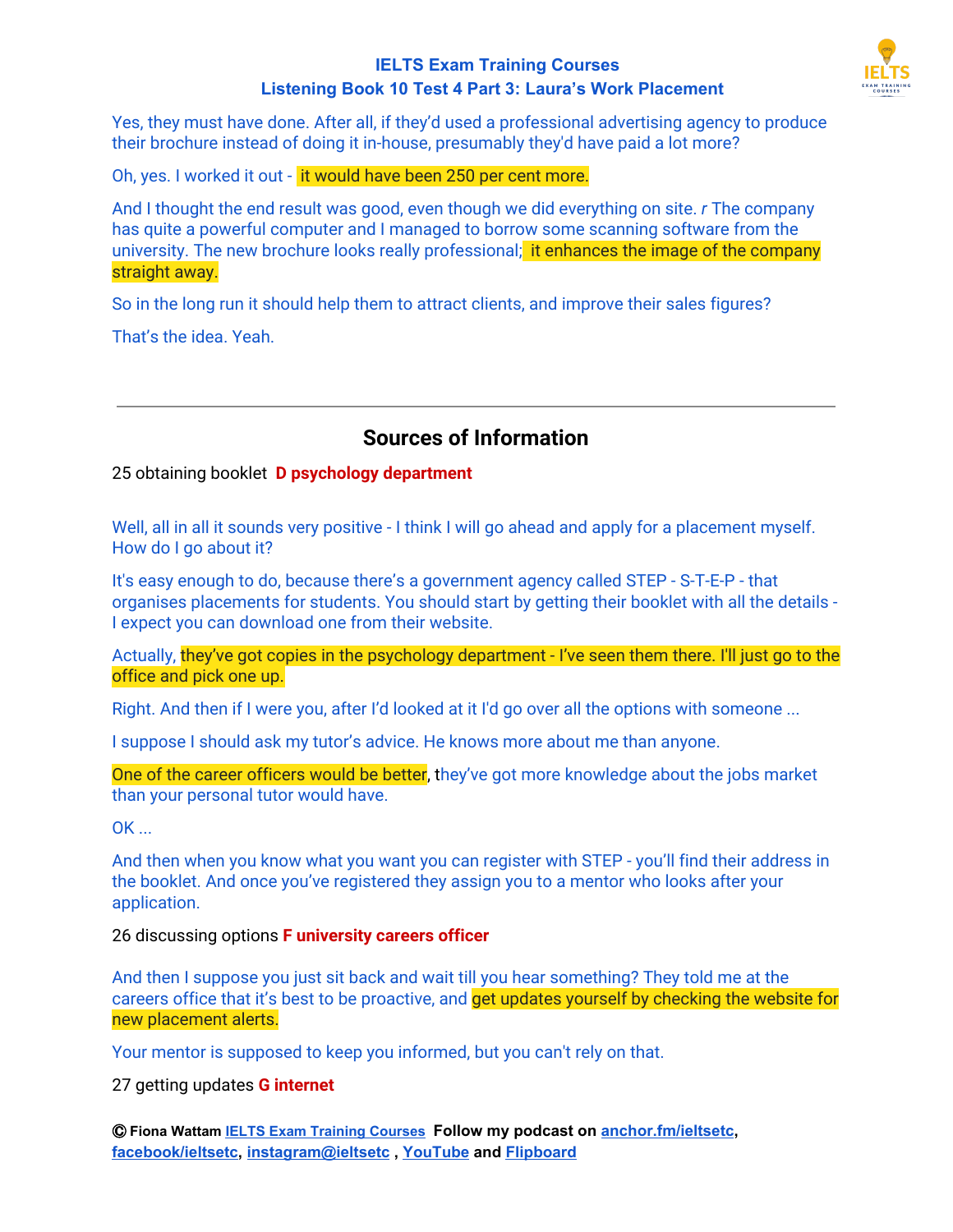Yes, they must have done. After all, if they'd used a professional advertising agency to produce their brochure instead of doing it in-house, presumably they'd have paid a lot more?

Oh, yes. I worked it out - it would have been 250 per cent more.

And I thought the end result was good, even though we did everything on site. *r* The company has quite a powerful computer and I managed to borrow some scanning software from the university. The new brochure looks really professional; it enhances the image of the company straight away.

So in the long run it should help them to attract clients, and improve their sales figures?

That's the idea. Yeah.

---

## Sources of Information

25 obtaining booklet **D psychology department**

Well, all in all it sounds very positive - I think I will go ahead and apply for a placement myself. How do I go about it?

It's easy enough to do, because there's a government agency called STEP - S-T-E-P - that organises placements for students. You should start by getting their booklet with all the details - I expect you can download one from their website.

Actually, they've got copies in the psychology department - I've seen them there. I'll just go to the office and pick one up.

Right. And then if I were you, after I'd looked at it I'd go over all the options with someone ...

I suppose I should ask my tutor's advice. He knows more about me than anyone.

One of the career officers would be better, they've got more knowledge about the jobs market than your personal tutor would have.

OK ...

And then when you know what you want you can register with STEP - you'll find their address in the booklet. And once you've registered they assign you to a mentor who looks after your application.

26 discussing options **F university careers officer**

And then I suppose you just sit back and wait till you hear something? They told me at the careers office that it's best to be proactive, and get updates yourself by checking the website for new placement alerts.

Your mentor is supposed to keep you informed, but you can't rely on that.

27 getting updates **G internet**

**© Fiona Wattam IELTS Exam Training Courses Follow my podcast on anchor.fm/ieltsetc, facebook/ieltsetc, instagram@ieltsetc , YouTube and Flipboard**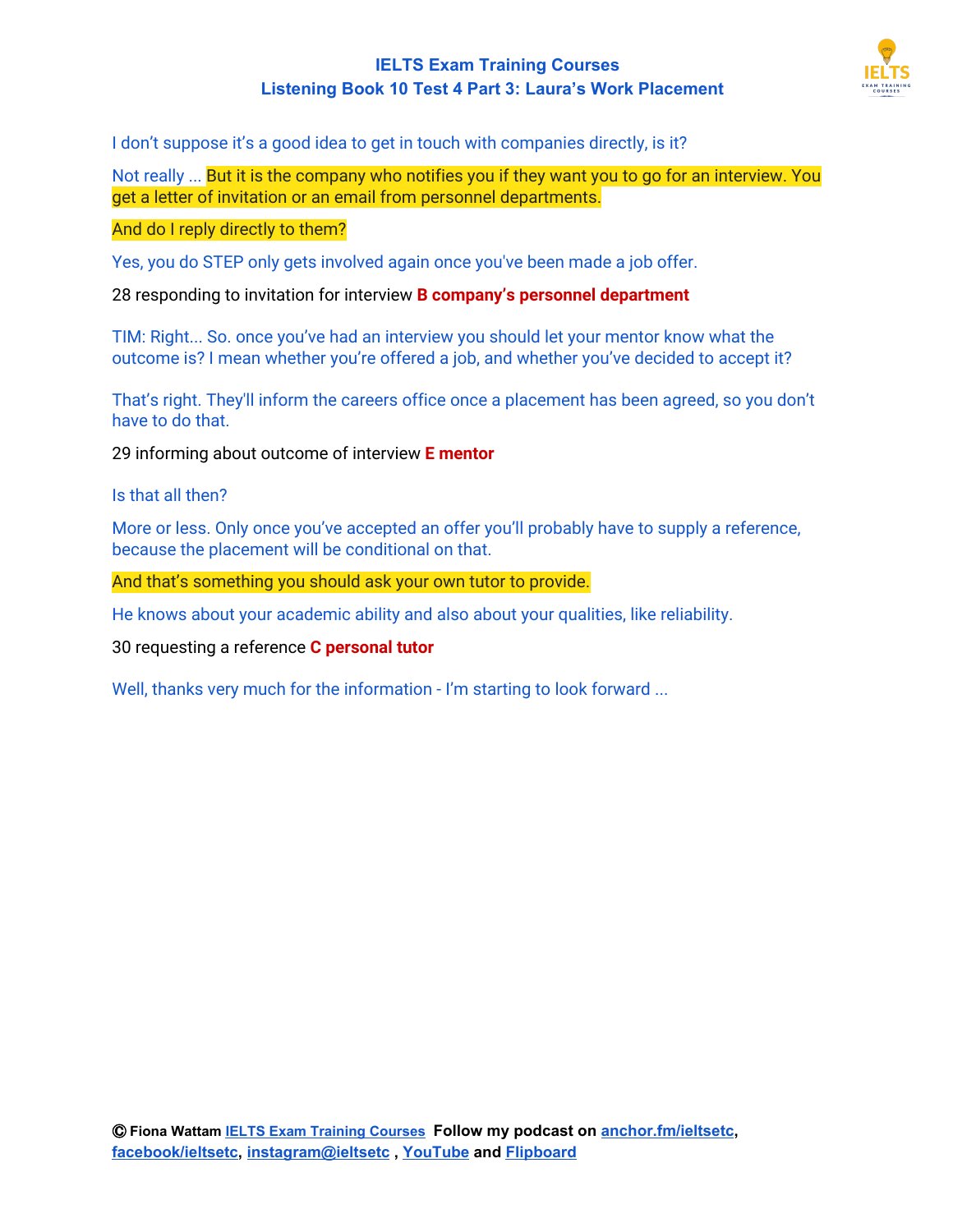I don't suppose it's a good idea to get in touch with companies directly, is it?

Not really ... But it is the company who notifies you if they want you to go for an interview. You get a letter of invitation or an email from personnel departments.

And do I reply directly to them?

Yes, you do STEP only gets involved again once you've been made a job offer.

28 responding to invitation for interview **B company's personnel department**

TIM: Right... So. once you've had an interview you should let your mentor know what the outcome is? I mean whether you're offered a job, and whether you've decided to accept it?

That's right. They'll inform the careers office once a placement has been agreed, so you don't have to do that.

29 informing about outcome of interview **E mentor**

Is that all then?

More or less. Only once you've accepted an offer you'll probably have to supply a reference, because the placement will be conditional on that.

And that's something you should ask your own tutor to provide.

He knows about your academic ability and also about your qualities, like reliability.

30 requesting a reference **C personal tutor**

Well, thanks very much for the information - I'm starting to look forward ...